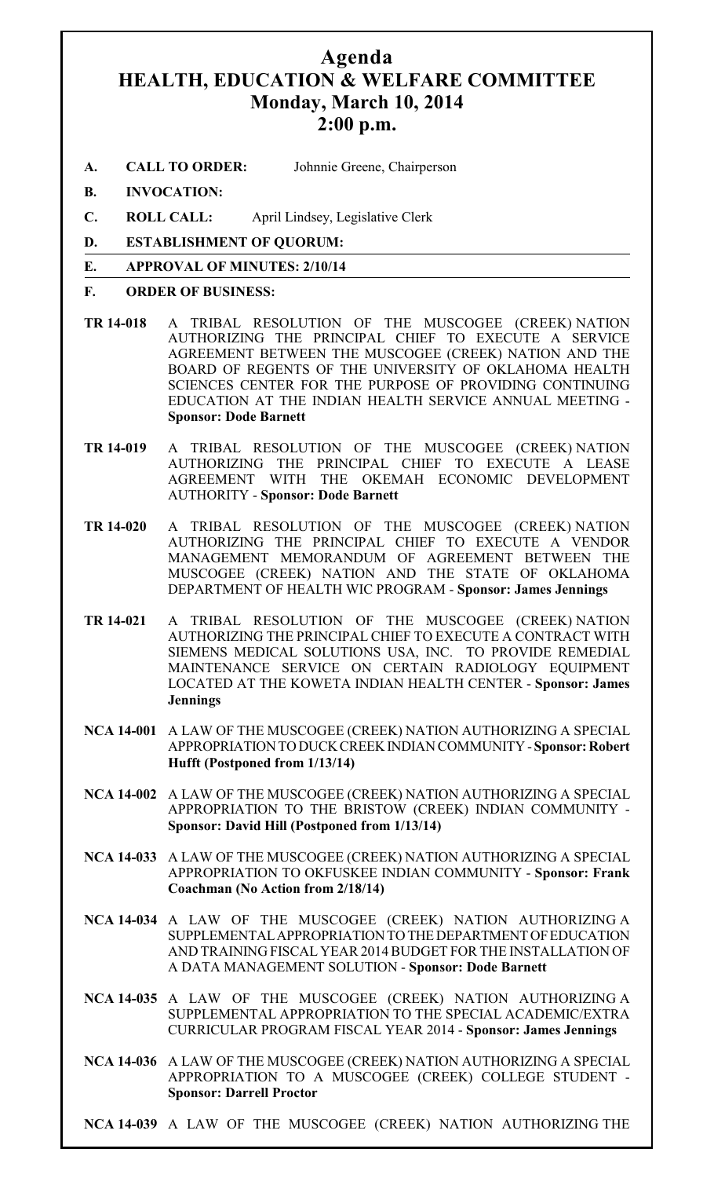# Agenda
# HEALTH, EDUCATION & WELFARE COMMITTEE
## Monday, March 10, 2014
## 2:00 p.m.

**A. CALL TO ORDER:** Johnnie Greene, Chairperson

**B. INVOCATION:**

**C. ROLL CALL:** April Lindsey, Legislative Clerk

**D. ESTABLISHMENT OF QUORUM:**

**E. APPROVAL OF MINUTES: 2/10/14**

**F. ORDER OF BUSINESS:**

**TR 14-018** A TRIBAL RESOLUTION OF THE MUSCOGEE (CREEK) NATION AUTHORIZING THE PRINCIPAL CHIEF TO EXECUTE A SERVICE AGREEMENT BETWEEN THE MUSCOGEE (CREEK) NATION AND THE BOARD OF REGENTS OF THE UNIVERSITY OF OKLAHOMA HEALTH SCIENCES CENTER FOR THE PURPOSE OF PROVIDING CONTINUING EDUCATION AT THE INDIAN HEALTH SERVICE ANNUAL MEETING - **Sponsor: Dode Barnett**

**TR 14-019** A TRIBAL RESOLUTION OF THE MUSCOGEE (CREEK) NATION AUTHORIZING THE PRINCIPAL CHIEF TO EXECUTE A LEASE AGREEMENT WITH THE OKEMAH ECONOMIC DEVELOPMENT AUTHORITY - **Sponsor: Dode Barnett**

**TR 14-020** A TRIBAL RESOLUTION OF THE MUSCOGEE (CREEK) NATION AUTHORIZING THE PRINCIPAL CHIEF TO EXECUTE A VENDOR MANAGEMENT MEMORANDUM OF AGREEMENT BETWEEN THE MUSCOGEE (CREEK) NATION AND THE STATE OF OKLAHOMA DEPARTMENT OF HEALTH WIC PROGRAM - **Sponsor: James Jennings**

**TR 14-021** A TRIBAL RESOLUTION OF THE MUSCOGEE (CREEK) NATION AUTHORIZING THE PRINCIPAL CHIEF TO EXECUTE A CONTRACT WITH SIEMENS MEDICAL SOLUTIONS USA, INC. TO PROVIDE REMEDIAL MAINTENANCE SERVICE ON CERTAIN RADIOLOGY EQUIPMENT LOCATED AT THE KOWETA INDIAN HEALTH CENTER - **Sponsor: James Jennings**

**NCA 14-001** A LAW OF THE MUSCOGEE (CREEK) NATION AUTHORIZING A SPECIAL APPROPRIATION TO DUCK CREEK INDIAN COMMUNITY - **Sponsor: Robert Hufft (Postponed from 1/13/14)**

**NCA 14-002** A LAW OF THE MUSCOGEE (CREEK) NATION AUTHORIZING A SPECIAL APPROPRIATION TO THE BRISTOW (CREEK) INDIAN COMMUNITY - **Sponsor: David Hill (Postponed from 1/13/14)**

**NCA 14-033** A LAW OF THE MUSCOGEE (CREEK) NATION AUTHORIZING A SPECIAL APPROPRIATION TO OKFUSKEE INDIAN COMMUNITY - **Sponsor: Frank Coachman (No Action from 2/18/14)**

**NCA 14-034** A LAW OF THE MUSCOGEE (CREEK) NATION AUTHORIZING A SUPPLEMENTAL APPROPRIATION TO THE DEPARTMENT OF EDUCATION AND TRAINING FISCAL YEAR 2014 BUDGET FOR THE INSTALLATION OF A DATA MANAGEMENT SOLUTION - **Sponsor: Dode Barnett**

**NCA 14-035** A LAW OF THE MUSCOGEE (CREEK) NATION AUTHORIZING A SUPPLEMENTAL APPROPRIATION TO THE SPECIAL ACADEMIC/EXTRA CURRICULAR PROGRAM FISCAL YEAR 2014 - **Sponsor: James Jennings**

**NCA 14-036** A LAW OF THE MUSCOGEE (CREEK) NATION AUTHORIZING A SPECIAL APPROPRIATION TO A MUSCOGEE (CREEK) COLLEGE STUDENT - **Sponsor: Darrell Proctor**

**NCA 14-039** A LAW OF THE MUSCOGEE (CREEK) NATION AUTHORIZING THE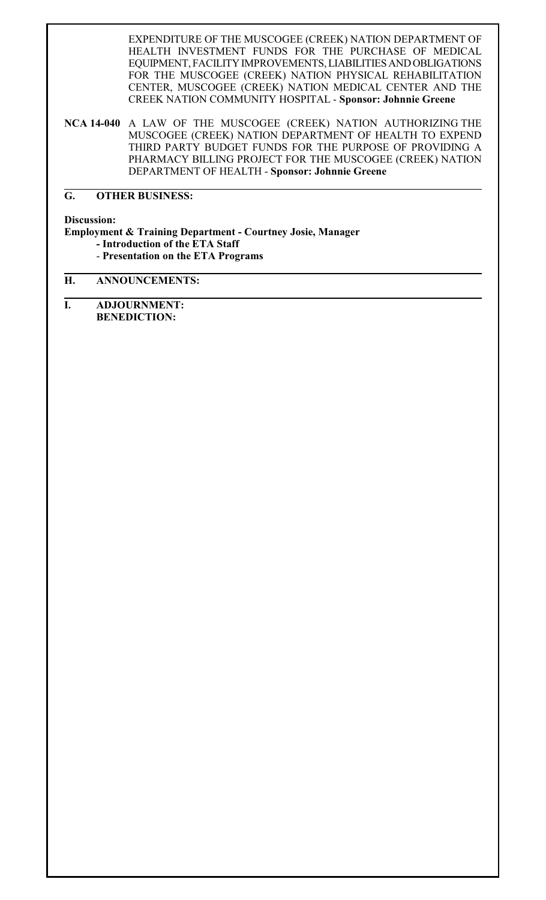EXPENDITURE OF THE MUSCOGEE (CREEK) NATION DEPARTMENT OF HEALTH INVESTMENT FUNDS FOR THE PURCHASE OF MEDICAL EQUIPMENT, FACILITY IMPROVEMENTS, LIABILITIES AND OBLIGATIONS FOR THE MUSCOGEE (CREEK) NATION PHYSICAL REHABILITATION CENTER, MUSCOGEE (CREEK) NATION MEDICAL CENTER AND THE CREEK NATION COMMUNITY HOSPITAL - **Sponsor: Johnnie Greene**

**NCA 14-040** A LAW OF THE MUSCOGEE (CREEK) NATION AUTHORIZING THE MUSCOGEE (CREEK) NATION DEPARTMENT OF HEALTH TO EXPEND THIRD PARTY BUDGET FUNDS FOR THE PURPOSE OF PROVIDING A PHARMACY BILLING PROJECT FOR THE MUSCOGEE (CREEK) NATION DEPARTMENT OF HEALTH - **Sponsor: Johnnie Greene**

## G. OTHER BUSINESS:

**Discussion:**

**Employment & Training Department - Courtney Josie, Manager**

- **Introduction of the ETA Staff**
- **Presentation on the ETA Programs**

## H. ANNOUNCEMENTS:

## I. ADJOURNMENT:

**BENEDICTION:**